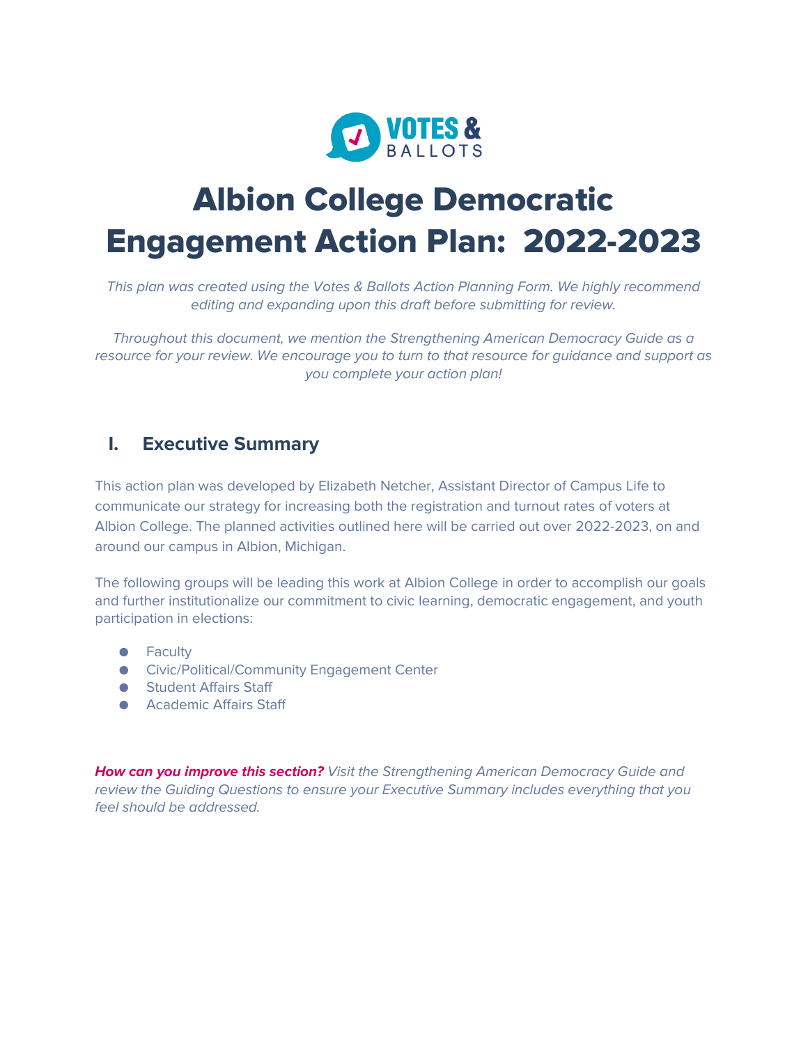VOTES & BALLOTS

# Albion College Democratic Engagement Action Plan: 2022-2023

*This plan was created using the Votes & Ballots Action Planning Form. We highly recommend editing and expanding upon this draft before submitting for review.*

*Throughout this document, we mention the Strengthening American Democracy Guide as a resource for your review. We encourage you to turn to that resource for guidance and support as you complete your action plan!*

## I. Executive Summary

This action plan was developed by Elizabeth Netcher, Assistant Director of Campus Life to communicate our strategy for increasing both the registration and turnout rates of voters at Albion College. The planned activities outlined here will be carried out over 2022-2023, on and around our campus in Albion, Michigan.

The following groups will be leading this work at Albion College in order to accomplish our goals and further institutionalize our commitment to civic learning, democratic engagement, and youth participation in elections:

- Faculty
- Civic/Political/Community Engagement Center
- Student Affairs Staff
- Academic Affairs Staff

***How can you improve this section?*** *Visit the Strengthening American Democracy Guide and review the Guiding Questions to ensure your Executive Summary includes everything that you feel should be addressed.*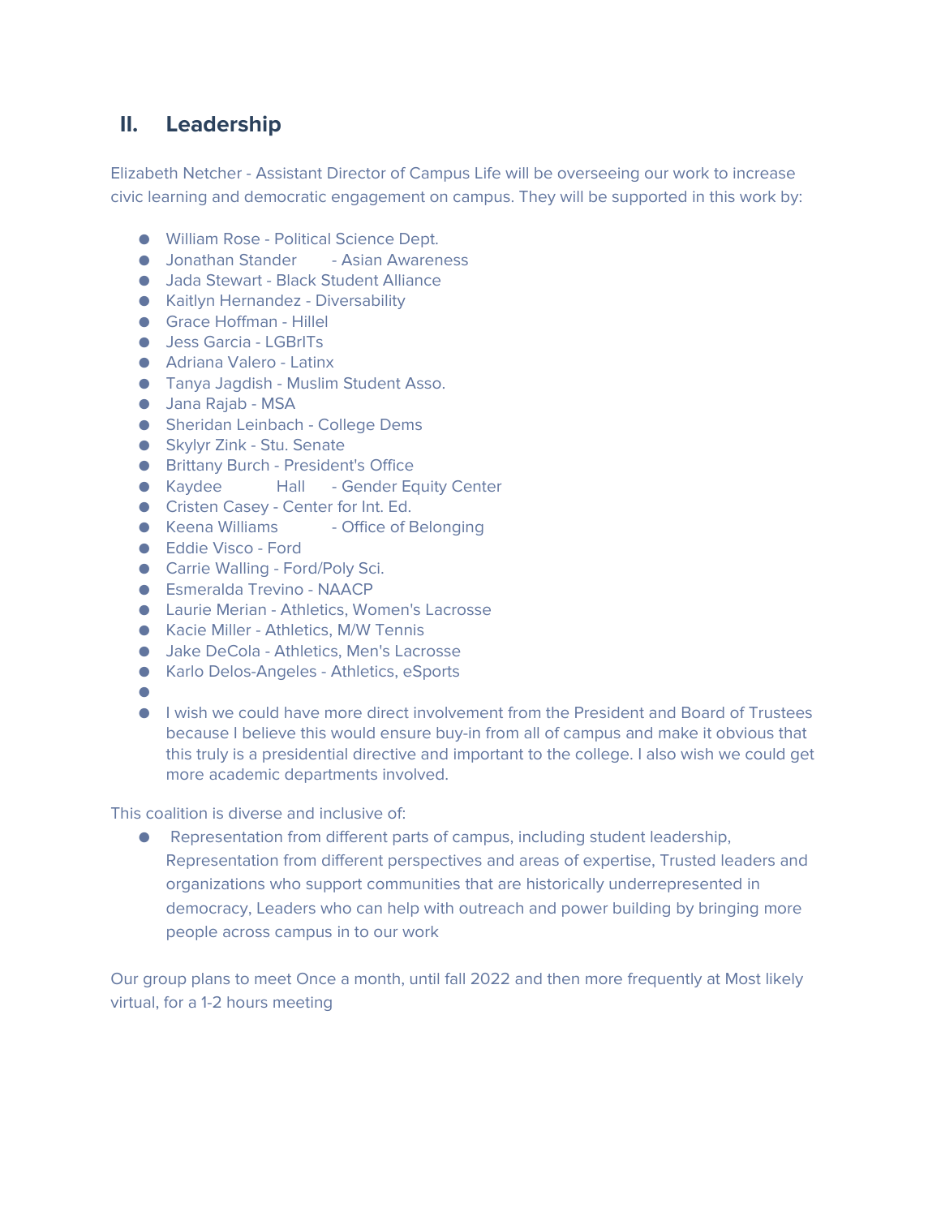## II. Leadership

Elizabeth Netcher - Assistant Director of Campus Life will be overseeing our work to increase civic learning and democratic engagement on campus. They will be supported in this work by:

- William Rose - Political Science Dept.
- Jonathan Stander - Asian Awareness
- Jada Stewart - Black Student Alliance
- Kaitlyn Hernandez - Diversability
- Grace Hoffman - Hillel
- Jess Garcia - LGBrITs
- Adriana Valero - Latinx
- Tanya Jagdish - Muslim Student Asso.
- Jana Rajab - MSA
- Sheridan Leinbach - College Dems
- Skylyr Zink - Stu. Senate
- Brittany Burch - President's Office
- Kaydee Hall - Gender Equity Center
- Cristen Casey - Center for Int. Ed.
- Keena Williams - Office of Belonging
- Eddie Visco - Ford
- Carrie Walling - Ford/Poly Sci.
- Esmeralda Trevino - NAACP
- Laurie Merian - Athletics, Women's Lacrosse
- Kacie Miller - Athletics, M/W Tennis
- Jake DeCola - Athletics, Men's Lacrosse
- Karlo Delos-Angeles - Athletics, eSports
- 
- I wish we could have more direct involvement from the President and Board of Trustees because I believe this would ensure buy-in from all of campus and make it obvious that this truly is a presidential directive and important to the college. I also wish we could get more academic departments involved.

This coalition is diverse and inclusive of:

- Representation from different parts of campus, including student leadership, Representation from different perspectives and areas of expertise, Trusted leaders and organizations who support communities that are historically underrepresented in democracy, Leaders who can help with outreach and power building by bringing more people across campus in to our work

Our group plans to meet Once a month, until fall 2022 and then more frequently at Most likely virtual, for a 1-2 hours meeting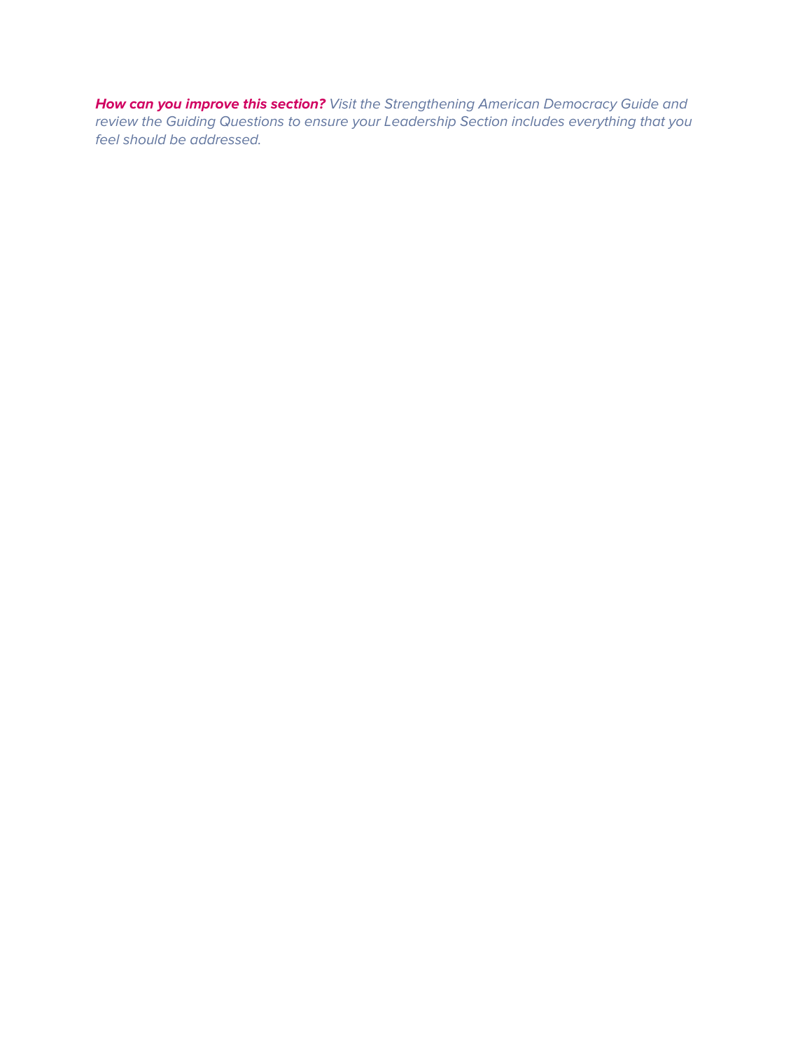***How can you improve this section?*** *Visit the Strengthening American Democracy Guide and review the Guiding Questions to ensure your Leadership Section includes everything that you feel should be addressed.*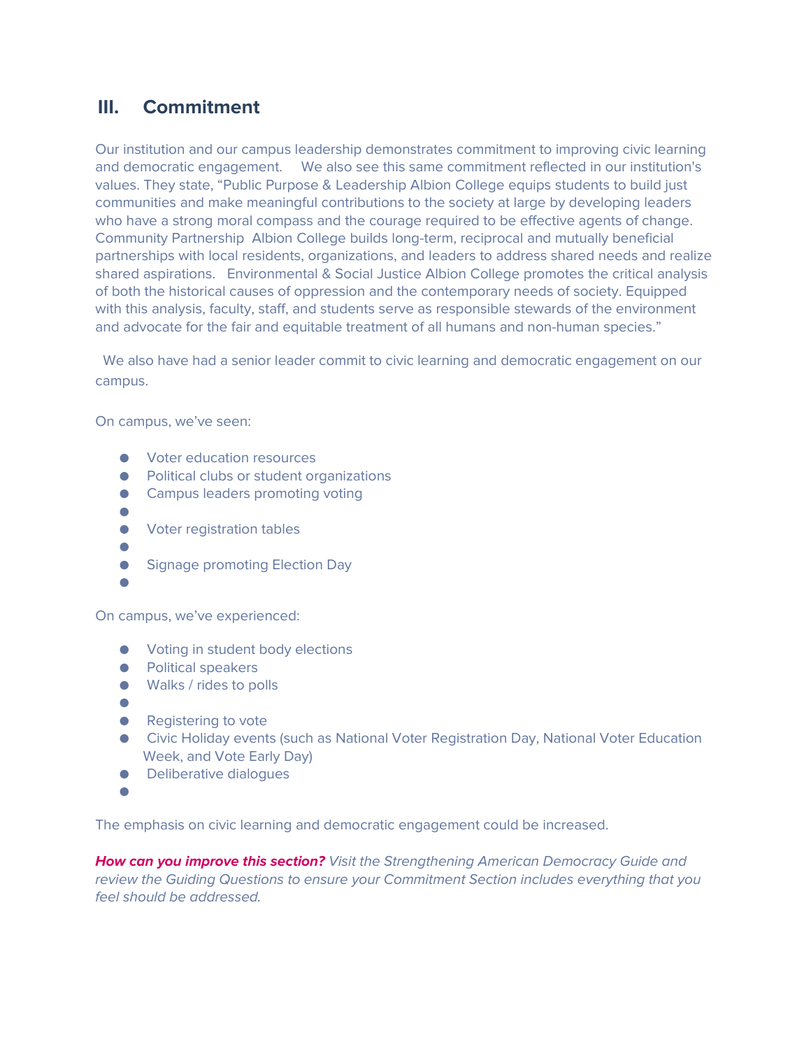## III. Commitment

Our institution and our campus leadership demonstrates commitment to improving civic learning and democratic engagement. We also see this same commitment reflected in our institution's values. They state, "Public Purpose & Leadership Albion College equips students to build just communities and make meaningful contributions to the society at large by developing leaders who have a strong moral compass and the courage required to be effective agents of change. Community Partnership Albion College builds long-term, reciprocal and mutually beneficial partnerships with local residents, organizations, and leaders to address shared needs and realize shared aspirations. Environmental & Social Justice Albion College promotes the critical analysis of both the historical causes of oppression and the contemporary needs of society. Equipped with this analysis, faculty, staff, and students serve as responsible stewards of the environment and advocate for the fair and equitable treatment of all humans and non-human species."

We also have had a senior leader commit to civic learning and democratic engagement on our campus.

On campus, we've seen:

- Voter education resources
- Political clubs or student organizations
- Campus leaders promoting voting
- 
- Voter registration tables
- 
- Signage promoting Election Day
- 

On campus, we've experienced:

- Voting in student body elections
- Political speakers
- Walks / rides to polls
- 
- Registering to vote
- Civic Holiday events (such as National Voter Registration Day, National Voter Education Week, and Vote Early Day)
- Deliberative dialogues
- 

The emphasis on civic learning and democratic engagement could be increased.

***How can you improve this section?*** *Visit the Strengthening American Democracy Guide and review the Guiding Questions to ensure your Commitment Section includes everything that you feel should be addressed.*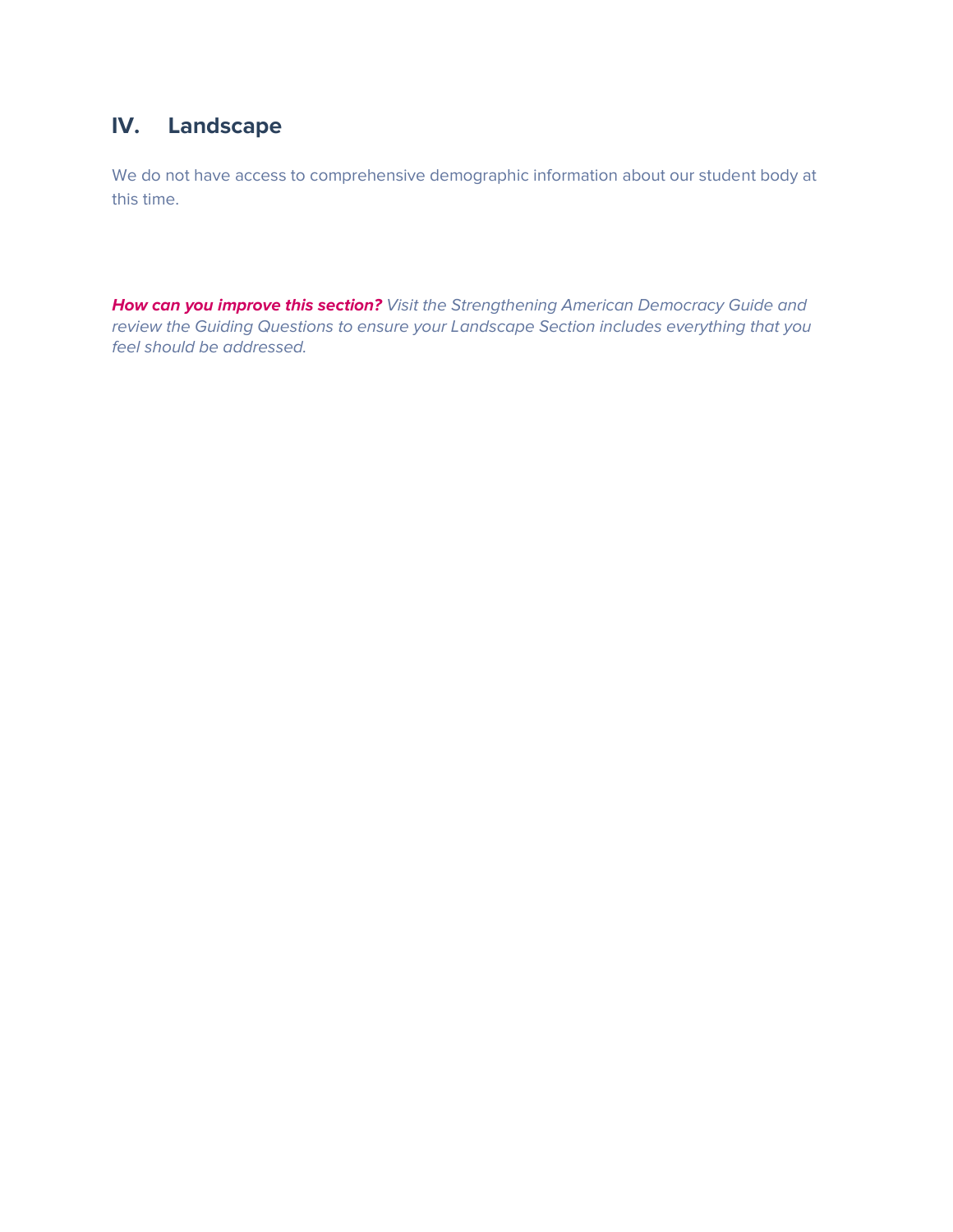## IV. Landscape

We do not have access to comprehensive demographic information about our student body at this time.

***How can you improve this section?*** *Visit the Strengthening American Democracy Guide and review the Guiding Questions to ensure your Landscape Section includes everything that you feel should be addressed.*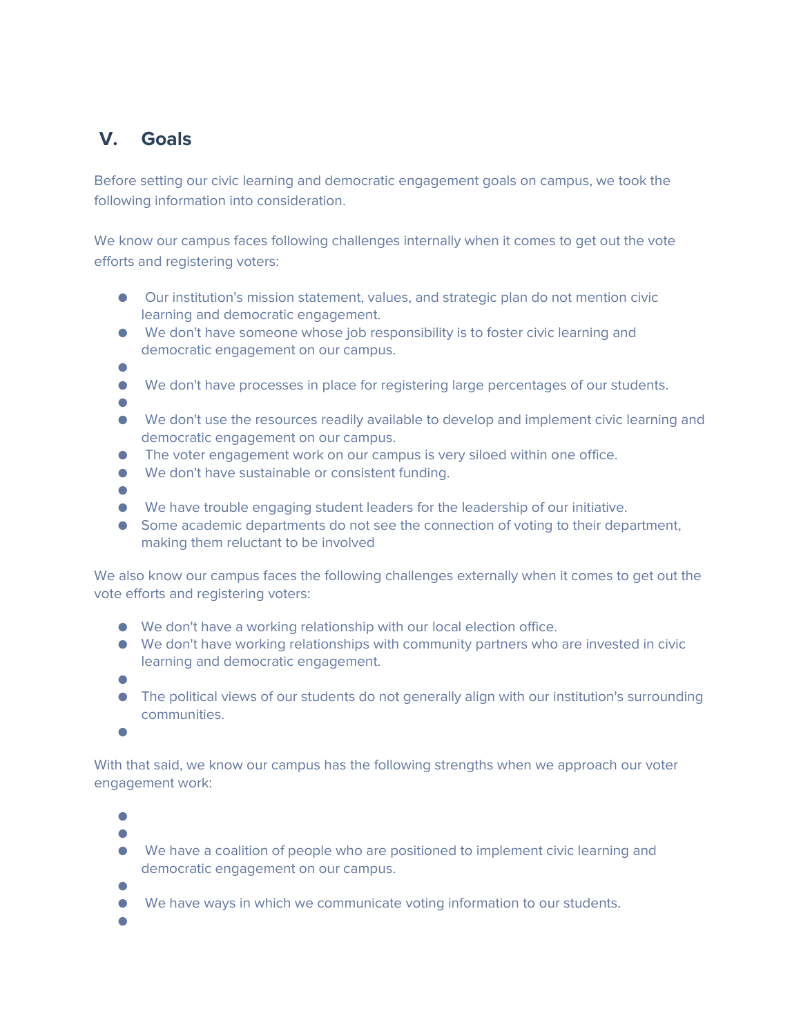## V. Goals

Before setting our civic learning and democratic engagement goals on campus, we took the following information into consideration.

We know our campus faces following challenges internally when it comes to get out the vote efforts and registering voters:

- Our institution's mission statement, values, and strategic plan do not mention civic learning and democratic engagement.
- We don't have someone whose job responsibility is to foster civic learning and democratic engagement on our campus.
- 
- We don't have processes in place for registering large percentages of our students.
- 
- We don't use the resources readily available to develop and implement civic learning and democratic engagement on our campus.
- The voter engagement work on our campus is very siloed within one office.
- We don't have sustainable or consistent funding.
- 
- We have trouble engaging student leaders for the leadership of our initiative.
- Some academic departments do not see the connection of voting to their department, making them reluctant to be involved

We also know our campus faces the following challenges externally when it comes to get out the vote efforts and registering voters:

- We don't have a working relationship with our local election office.
- We don't have working relationships with community partners who are invested in civic learning and democratic engagement.
- 
- The political views of our students do not generally align with our institution's surrounding communities.
- 

With that said, we know our campus has the following strengths when we approach our voter engagement work:

- 
- 
- We have a coalition of people who are positioned to implement civic learning and democratic engagement on our campus.
- 
- We have ways in which we communicate voting information to our students.
-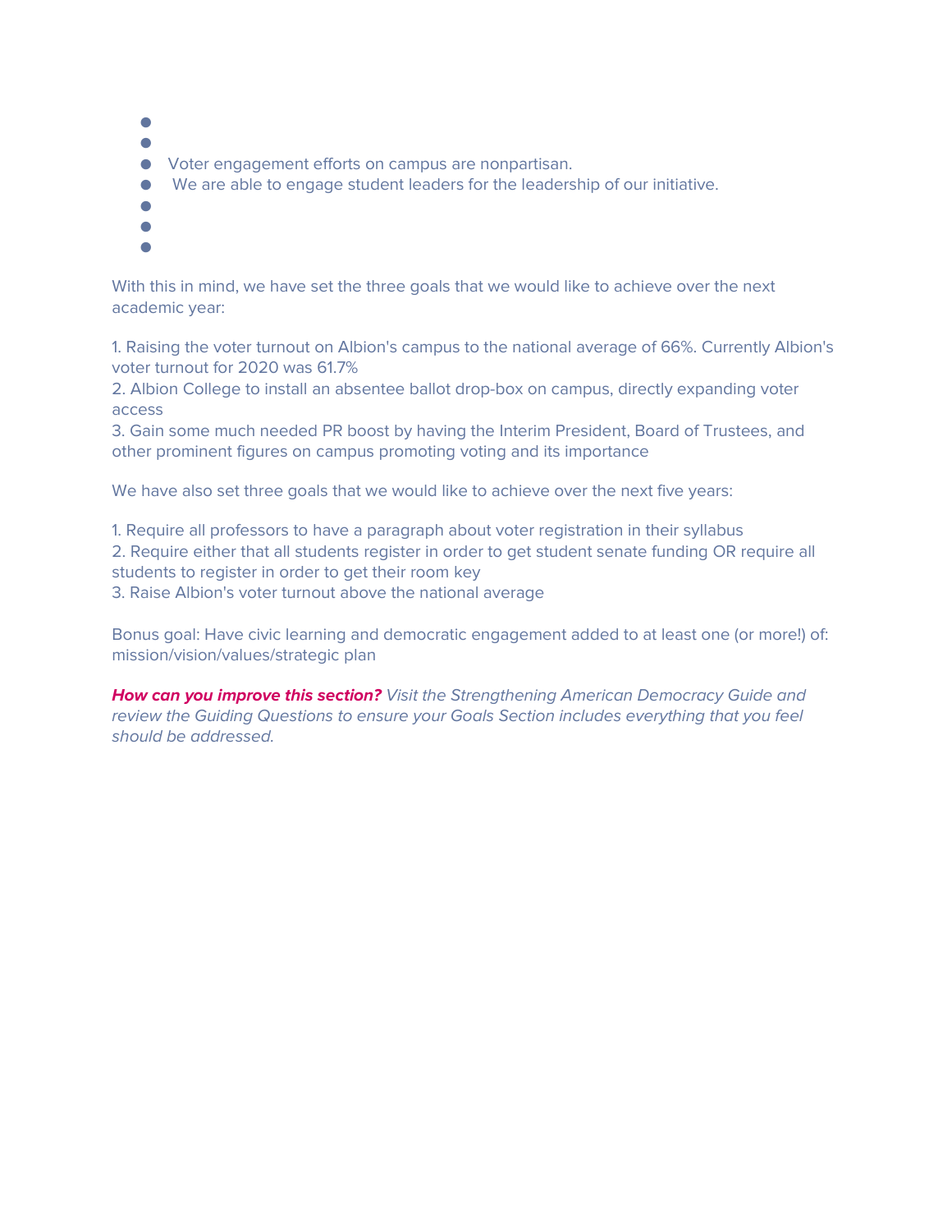- 
- 
- Voter engagement efforts on campus are nonpartisan.
- We are able to engage student leaders for the leadership of our initiative.
- 
- 
- 

With this in mind, we have set the three goals that we would like to achieve over the next academic year:

1. Raising the voter turnout on Albion's campus to the national average of 66%. Currently Albion's voter turnout for 2020 was 61.7%
2. Albion College to install an absentee ballot drop-box on campus, directly expanding voter access
3. Gain some much needed PR boost by having the Interim President, Board of Trustees, and other prominent figures on campus promoting voting and its importance

We have also set three goals that we would like to achieve over the next five years:

1. Require all professors to have a paragraph about voter registration in their syllabus
2. Require either that all students register in order to get student senate funding OR require all students to register in order to get their room key
3. Raise Albion's voter turnout above the national average

Bonus goal: Have civic learning and democratic engagement added to at least one (or more!) of: mission/vision/values/strategic plan

***How can you improve this section?*** *Visit the Strengthening American Democracy Guide and review the Guiding Questions to ensure your Goals Section includes everything that you feel should be addressed.*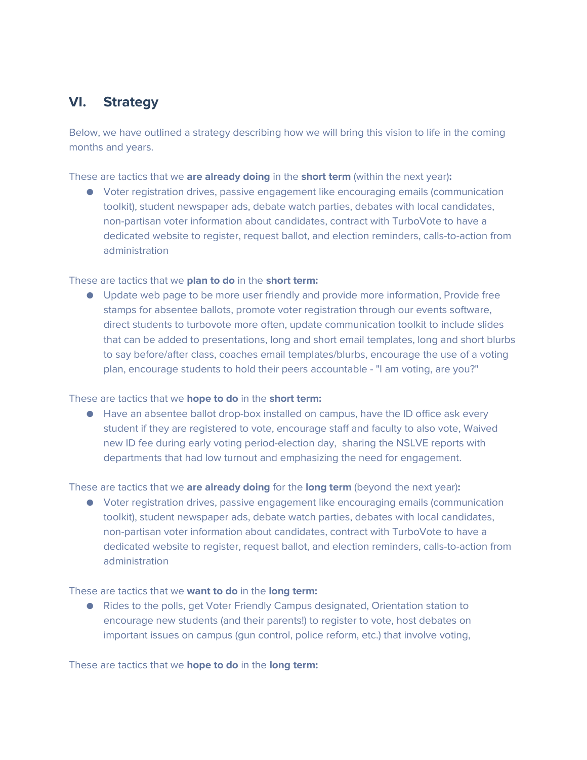## VI. Strategy

Below, we have outlined a strategy describing how we will bring this vision to life in the coming months and years.

These are tactics that we **are already doing** in the **short term** (within the next year)**:**

- Voter registration drives, passive engagement like encouraging emails (communication toolkit), student newspaper ads, debate watch parties, debates with local candidates, non-partisan voter information about candidates, contract with TurboVote to have a dedicated website to register, request ballot, and election reminders, calls-to-action from administration

These are tactics that we **plan to do** in the **short term:**

- Update web page to be more user friendly and provide more information, Provide free stamps for absentee ballots, promote voter registration through our events software, direct students to turbovote more often, update communication toolkit to include slides that can be added to presentations, long and short email templates, long and short blurbs to say before/after class, coaches email templates/blurbs, encourage the use of a voting plan, encourage students to hold their peers accountable - "I am voting, are you?"

These are tactics that we **hope to do** in the **short term:**

- Have an absentee ballot drop-box installed on campus, have the ID office ask every student if they are registered to vote, encourage staff and faculty to also vote, Waived new ID fee during early voting period-election day, sharing the NSLVE reports with departments that had low turnout and emphasizing the need for engagement.

These are tactics that we **are already doing** for the **long term** (beyond the next year)**:**

- Voter registration drives, passive engagement like encouraging emails (communication toolkit), student newspaper ads, debate watch parties, debates with local candidates, non-partisan voter information about candidates, contract with TurboVote to have a dedicated website to register, request ballot, and election reminders, calls-to-action from administration

These are tactics that we **want to do** in the **long term:**

- Rides to the polls, get Voter Friendly Campus designated, Orientation station to encourage new students (and their parents!) to register to vote, host debates on important issues on campus (gun control, police reform, etc.) that involve voting,

These are tactics that we **hope to do** in the **long term:**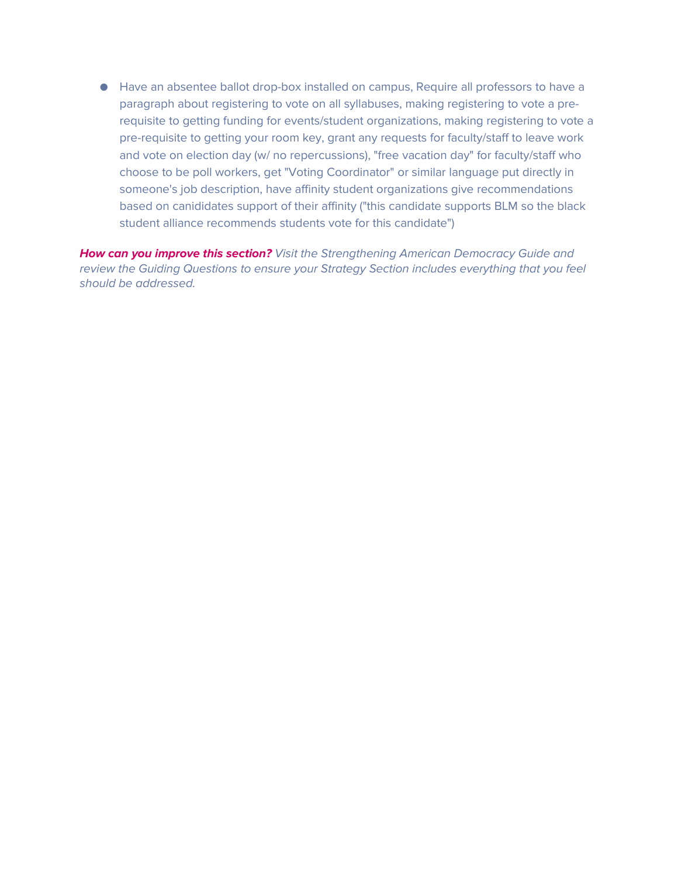- Have an absentee ballot drop-box installed on campus, Require all professors to have a paragraph about registering to vote on all syllabuses, making registering to vote a pre-requisite to getting funding for events/student organizations, making registering to vote a pre-requisite to getting your room key, grant any requests for faculty/staff to leave work and vote on election day (w/ no repercussions), "free vacation day" for faculty/staff who choose to be poll workers, get "Voting Coordinator" or similar language put directly in someone's job description, have affinity student organizations give recommendations based on canididates support of their affinity ("this candidate supports BLM so the black student alliance recommends students vote for this candidate")

***How can you improve this section?*** *Visit the Strengthening American Democracy Guide and review the Guiding Questions to ensure your Strategy Section includes everything that you feel should be addressed.*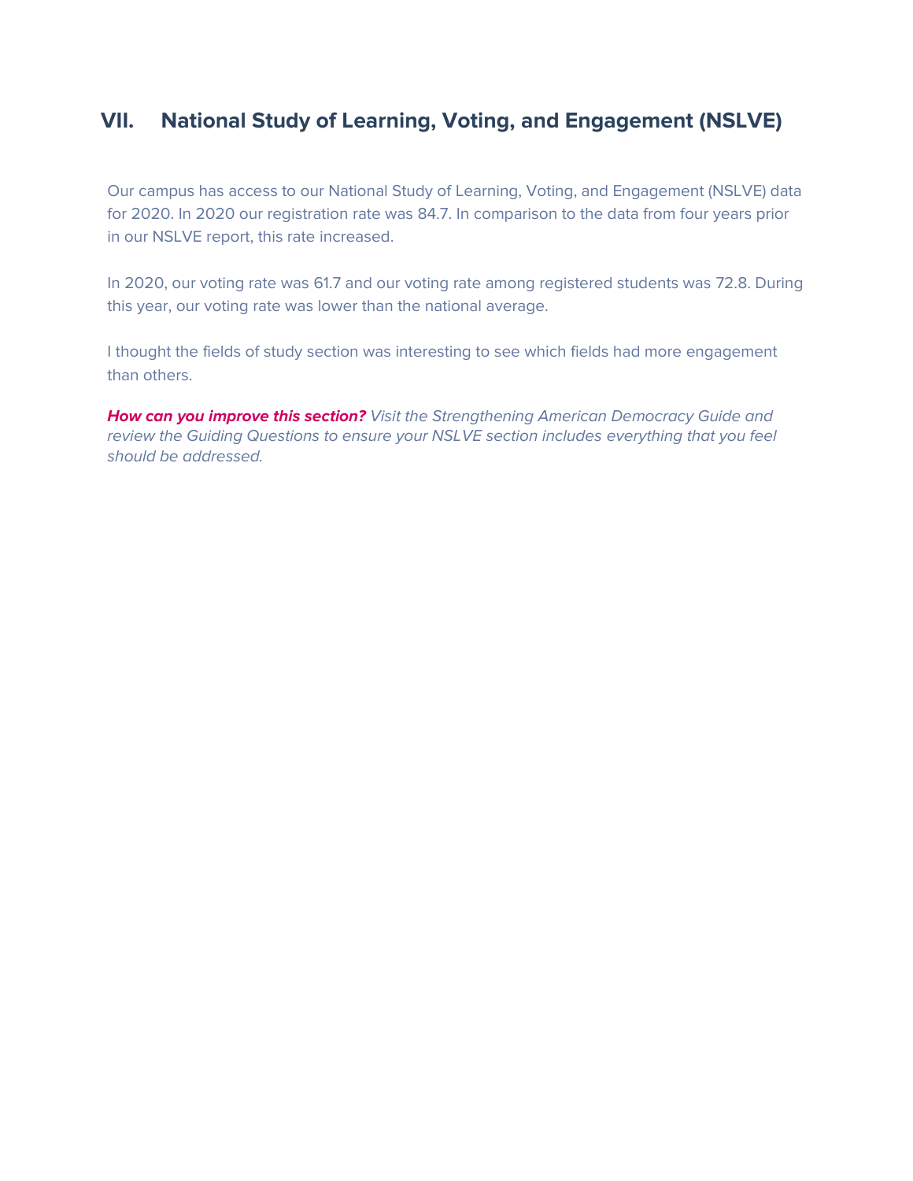## VII. National Study of Learning, Voting, and Engagement (NSLVE)

Our campus has access to our National Study of Learning, Voting, and Engagement (NSLVE) data for 2020. In 2020 our registration rate was 84.7. In comparison to the data from four years prior in our NSLVE report, this rate increased.

In 2020, our voting rate was 61.7 and our voting rate among registered students was 72.8. During this year, our voting rate was lower than the national average.

I thought the fields of study section was interesting to see which fields had more engagement than others.

***How can you improve this section?*** *Visit the Strengthening American Democracy Guide and review the Guiding Questions to ensure your NSLVE section includes everything that you feel should be addressed.*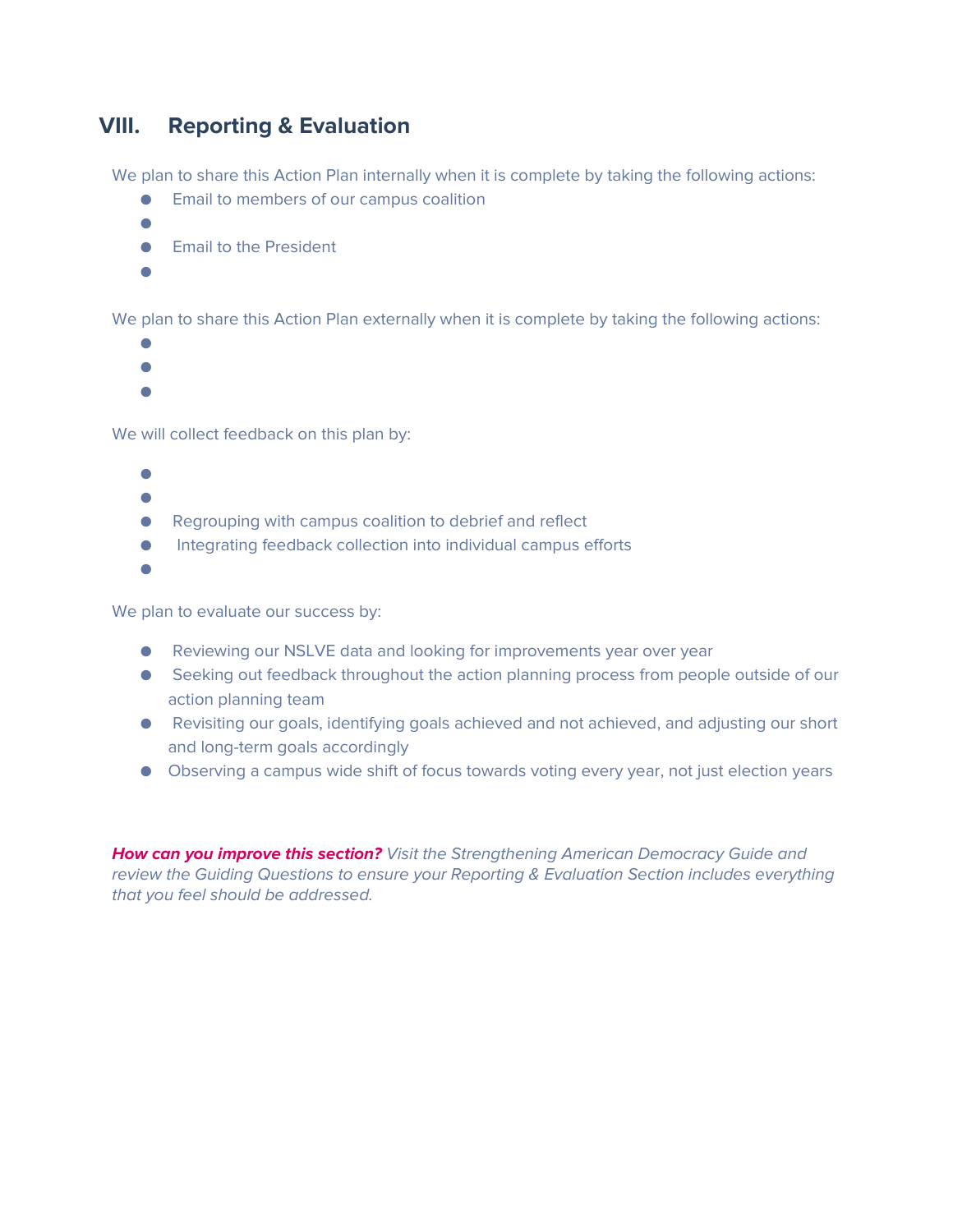## VIII. Reporting & Evaluation

We plan to share this Action Plan internally when it is complete by taking the following actions:

- Email to members of our campus coalition
- 
- Email to the President
- 

We plan to share this Action Plan externally when it is complete by taking the following actions:

- 
- 
- 

We will collect feedback on this plan by:

- 
- 
- Regrouping with campus coalition to debrief and reflect
- Integrating feedback collection into individual campus efforts
- 

We plan to evaluate our success by:

- Reviewing our NSLVE data and looking for improvements year over year
- Seeking out feedback throughout the action planning process from people outside of our action planning team
- Revisiting our goals, identifying goals achieved and not achieved, and adjusting our short and long-term goals accordingly
- Observing a campus wide shift of focus towards voting every year, not just election years

***How can you improve this section?*** *Visit the Strengthening American Democracy Guide and review the Guiding Questions to ensure your Reporting & Evaluation Section includes everything that you feel should be addressed.*